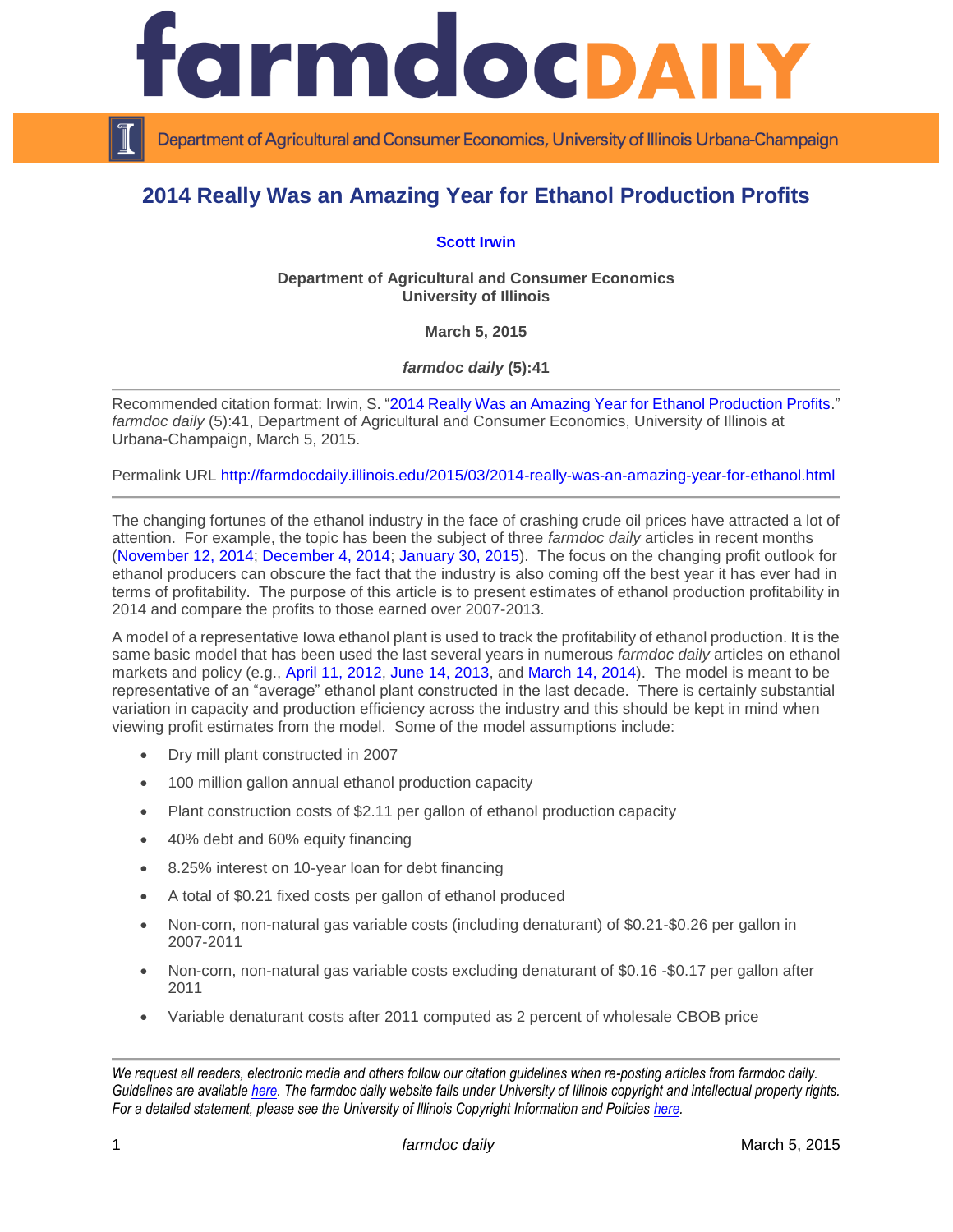# 2014 Really Was an Amazing Year for Ethanol Production Profits

**Scott Irwin**

**Department of Agricultural and Consumer Economics**
**University of Illinois**

**March 5, 2015**

***farmdoc daily* (5):41**

---

Recommended citation format: Irwin, S. "2014 Really Was an Amazing Year for Ethanol Production Profits." *farmdoc daily* (5):41, Department of Agricultural and Consumer Economics, University of Illinois at Urbana-Champaign, March 5, 2015.

Permalink URL http://farmdocdaily.illinois.edu/2015/03/2014-really-was-an-amazing-year-for-ethanol.html

---

The changing fortunes of the ethanol industry in the face of crashing crude oil prices have attracted a lot of attention. For example, the topic has been the subject of three *farmdoc daily* articles in recent months (November 12, 2014; December 4, 2014; January 30, 2015). The focus on the changing profit outlook for ethanol producers can obscure the fact that the industry is also coming off the best year it has ever had in terms of profitability. The purpose of this article is to present estimates of ethanol production profitability in 2014 and compare the profits to those earned over 2007-2013.

A model of a representative Iowa ethanol plant is used to track the profitability of ethanol production. It is the same basic model that has been used the last several years in numerous *farmdoc daily* articles on ethanol markets and policy (e.g., April 11, 2012, June 14, 2013, and March 14, 2014). The model is meant to be representative of an "average" ethanol plant constructed in the last decade. There is certainly substantial variation in capacity and production efficiency across the industry and this should be kept in mind when viewing profit estimates from the model. Some of the model assumptions include:

- Dry mill plant constructed in 2007
- 100 million gallon annual ethanol production capacity
- Plant construction costs of $2.11 per gallon of ethanol production capacity
- 40% debt and 60% equity financing
- 8.25% interest on 10-year loan for debt financing
- A total of $0.21 fixed costs per gallon of ethanol produced
- Non-corn, non-natural gas variable costs (including denaturant) of $0.21-$0.26 per gallon in 2007-2011
- Non-corn, non-natural gas variable costs excluding denaturant of $0.16 -$0.17 per gallon after 2011
- Variable denaturant costs after 2011 computed as 2 percent of wholesale CBOB price

---

*We request all readers, electronic media and others follow our citation guidelines when re-posting articles from farmdoc daily. Guidelines are available here. The farmdoc daily website falls under University of Illinois copyright and intellectual property rights. For a detailed statement, please see the University of Illinois Copyright Information and Policies here.*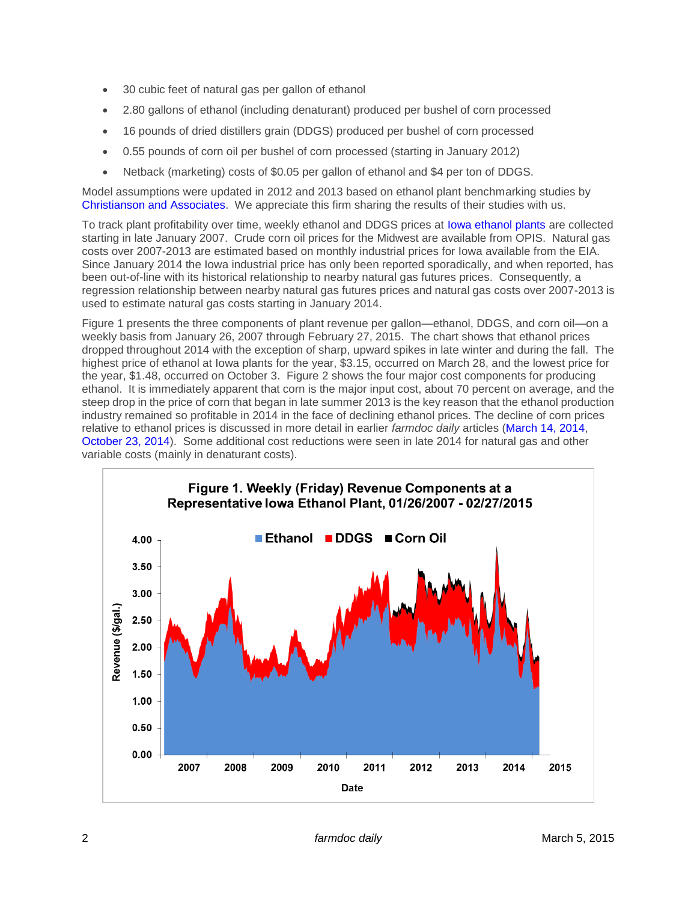- 30 cubic feet of natural gas per gallon of ethanol
- 2.80 gallons of ethanol (including denaturant) produced per bushel of corn processed
- 16 pounds of dried distillers grain (DDGS) produced per bushel of corn processed
- 0.55 pounds of corn oil per bushel of corn processed (starting in January 2012)
- Netback (marketing) costs of $0.05 per gallon of ethanol and $4 per ton of DDGS.

Model assumptions were updated in 2012 and 2013 based on ethanol plant benchmarking studies by Christianson and Associates. We appreciate this firm sharing the results of their studies with us.

To track plant profitability over time, weekly ethanol and DDGS prices at Iowa ethanol plants are collected starting in late January 2007. Crude corn oil prices for the Midwest are available from OPIS. Natural gas costs over 2007-2013 are estimated based on monthly industrial prices for Iowa available from the EIA. Since January 2014 the Iowa industrial price has only been reported sporadically, and when reported, has been out-of-line with its historical relationship to nearby natural gas futures prices. Consequently, a regression relationship between nearby natural gas futures prices and natural gas costs over 2007-2013 is used to estimate natural gas costs starting in January 2014.

Figure 1 presents the three components of plant revenue per gallon—ethanol, DDGS, and corn oil—on a weekly basis from January 26, 2007 through February 27, 2015. The chart shows that ethanol prices dropped throughout 2014 with the exception of sharp, upward spikes in late winter and during the fall. The highest price of ethanol at Iowa plants for the year, $3.15, occurred on March 28, and the lowest price for the year, $1.48, occurred on October 3. Figure 2 shows the four major cost components for producing ethanol. It is immediately apparent that corn is the major input cost, about 70 percent on average, and the steep drop in the price of corn that began in late summer 2013 is the key reason that the ethanol production industry remained so profitable in 2014 in the face of declining ethanol prices. The decline of corn prices relative to ethanol prices is discussed in more detail in earlier *farmdoc daily* articles (March 14, 2014, October 23, 2014). Some additional cost reductions were seen in late 2014 for natural gas and other variable costs (mainly in denaturant costs).

**Figure 1. Weekly (Friday) Revenue Components at a Representative Iowa Ethanol Plant, 01/26/2007 - 02/27/2015**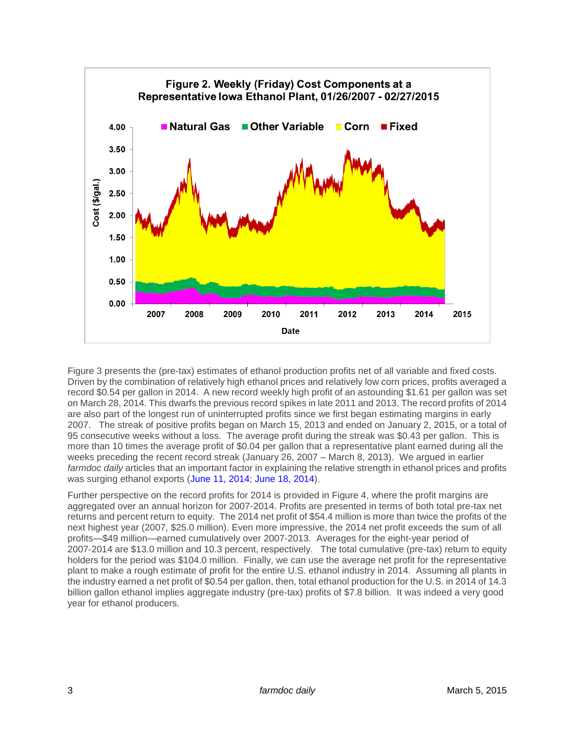**Figure 2. Weekly (Friday) Cost Components at a Representative Iowa Ethanol Plant, 01/26/2007 - 02/27/2015**

Figure 3 presents the (pre-tax) estimates of ethanol production profits net of all variable and fixed costs. Driven by the combination of relatively high ethanol prices and relatively low corn prices, profits averaged a record $0.54 per gallon in 2014. A new record weekly high profit of an astounding $1.61 per gallon was set on March 28, 2014. This dwarfs the previous record spikes in late 2011 and 2013. The record profits of 2014 are also part of the longest run of uninterrupted profits since we first began estimating margins in early 2007. The streak of positive profits began on March 15, 2013 and ended on January 2, 2015, or a total of 95 consecutive weeks without a loss. The average profit during the streak was $0.43 per gallon. This is more than 10 times the average profit of $0.04 per gallon that a representative plant earned during all the weeks preceding the recent record streak (January 26, 2007 – March 8, 2013). We argued in earlier *farmdoc daily* articles that an important factor in explaining the relative strength in ethanol prices and profits was surging ethanol exports (June 11, 2014; June 18, 2014).

Further perspective on the record profits for 2014 is provided in Figure 4, where the profit margins are aggregated over an annual horizon for 2007-2014. Profits are presented in terms of both total pre-tax net returns and percent return to equity. The 2014 net profit of $54.4 million is more than twice the profits of the next highest year (2007, $25.0 million). Even more impressive, the 2014 net profit exceeds the sum of all profits—$49 million—earned cumulatively over 2007-2013. Averages for the eight-year period of 2007-2014 are $13.0 million and 10.3 percent, respectively. The total cumulative (pre-tax) return to equity holders for the period was $104.0 million. Finally, we can use the average net profit for the representative plant to make a rough estimate of profit for the entire U.S. ethanol industry in 2014. Assuming all plants in the industry earned a net profit of $0.54 per gallon, then, total ethanol production for the U.S. in 2014 of 14.3 billion gallon ethanol implies aggregate industry (pre-tax) profits of $7.8 billion. It was indeed a very good year for ethanol producers.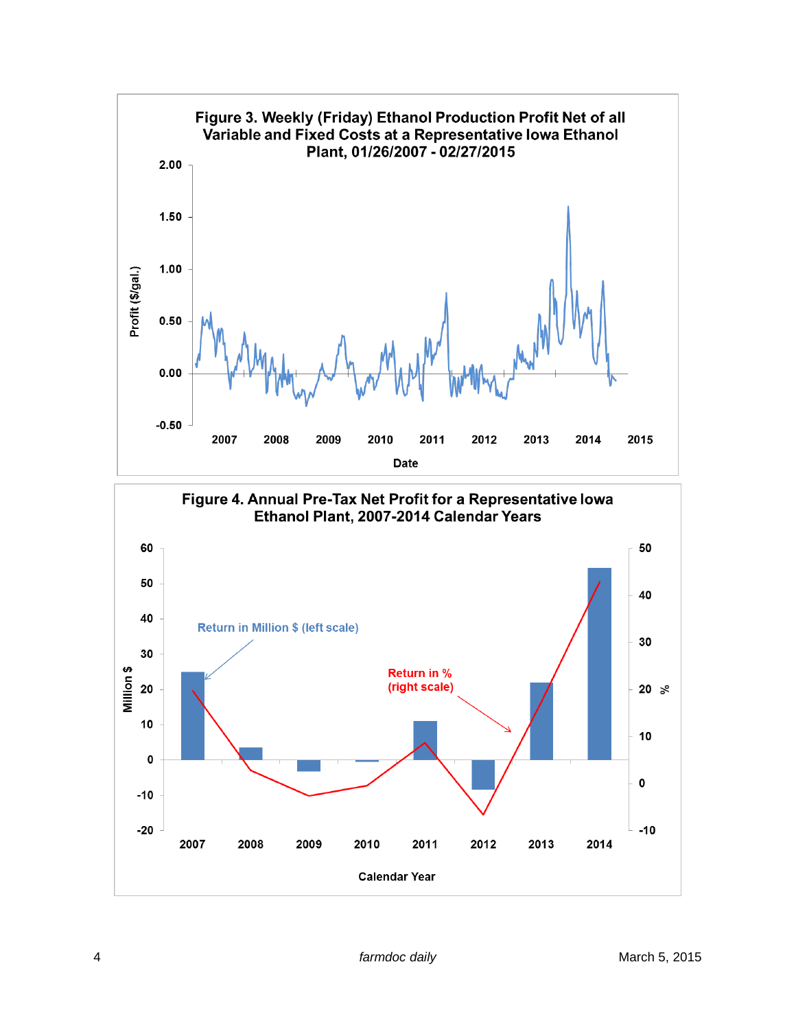**Figure 3. Weekly (Friday) Ethanol Production Profit Net of all Variable and Fixed Costs at a Representative Iowa Ethanol Plant, 01/26/2007 - 02/27/2015**

**Figure 4. Annual Pre-Tax Net Profit for a Representative Iowa Ethanol Plant, 2007-2014 Calendar Years**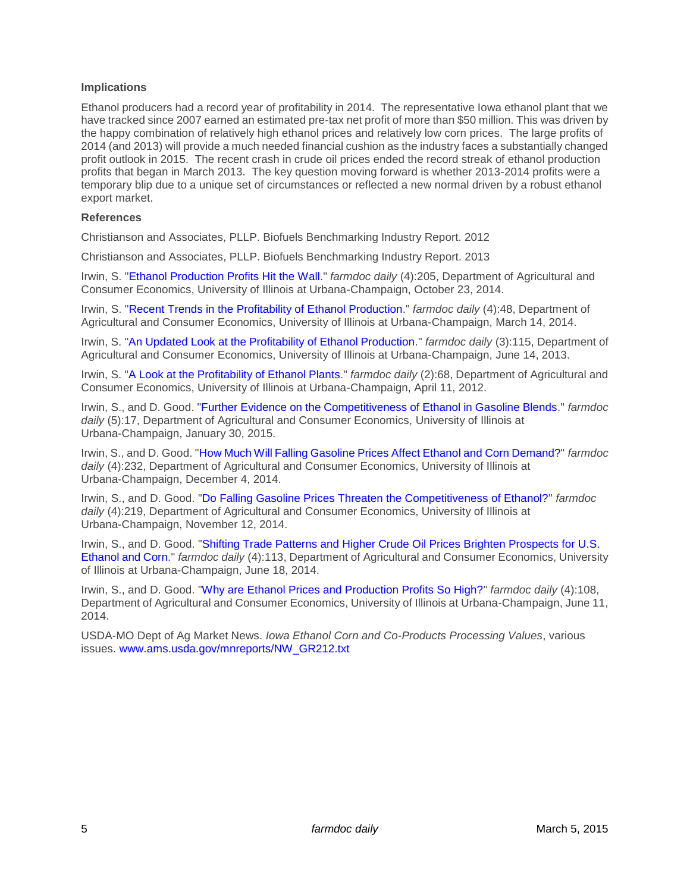### Implications

Ethanol producers had a record year of profitability in 2014. The representative Iowa ethanol plant that we have tracked since 2007 earned an estimated pre-tax net profit of more than $50 million. This was driven by the happy combination of relatively high ethanol prices and relatively low corn prices. The large profits of 2014 (and 2013) will provide a much needed financial cushion as the industry faces a substantially changed profit outlook in 2015. The recent crash in crude oil prices ended the record streak of ethanol production profits that began in March 2013. The key question moving forward is whether 2013-2014 profits were a temporary blip due to a unique set of circumstances or reflected a new normal driven by a robust ethanol export market.

### References

Christianson and Associates, PLLP. Biofuels Benchmarking Industry Report. 2012

Christianson and Associates, PLLP. Biofuels Benchmarking Industry Report. 2013

Irwin, S. "Ethanol Production Profits Hit the Wall." *farmdoc daily* (4):205, Department of Agricultural and Consumer Economics, University of Illinois at Urbana-Champaign, October 23, 2014.

Irwin, S. "Recent Trends in the Profitability of Ethanol Production." *farmdoc daily* (4):48, Department of Agricultural and Consumer Economics, University of Illinois at Urbana-Champaign, March 14, 2014.

Irwin, S. "An Updated Look at the Profitability of Ethanol Production." *farmdoc daily* (3):115, Department of Agricultural and Consumer Economics, University of Illinois at Urbana-Champaign, June 14, 2013.

Irwin, S. "A Look at the Profitability of Ethanol Plants." *farmdoc daily* (2):68, Department of Agricultural and Consumer Economics, University of Illinois at Urbana-Champaign, April 11, 2012.

Irwin, S., and D. Good. "Further Evidence on the Competitiveness of Ethanol in Gasoline Blends." *farmdoc daily* (5):17, Department of Agricultural and Consumer Economics, University of Illinois at Urbana-Champaign, January 30, 2015.

Irwin, S., and D. Good. "How Much Will Falling Gasoline Prices Affect Ethanol and Corn Demand?" *farmdoc daily* (4):232, Department of Agricultural and Consumer Economics, University of Illinois at Urbana-Champaign, December 4, 2014.

Irwin, S., and D. Good. "Do Falling Gasoline Prices Threaten the Competitiveness of Ethanol?" *farmdoc daily* (4):219, Department of Agricultural and Consumer Economics, University of Illinois at Urbana-Champaign, November 12, 2014.

Irwin, S., and D. Good. "Shifting Trade Patterns and Higher Crude Oil Prices Brighten Prospects for U.S. Ethanol and Corn." *farmdoc daily* (4):113, Department of Agricultural and Consumer Economics, University of Illinois at Urbana-Champaign, June 18, 2014.

Irwin, S., and D. Good. "Why are Ethanol Prices and Production Profits So High?" *farmdoc daily* (4):108, Department of Agricultural and Consumer Economics, University of Illinois at Urbana-Champaign, June 11, 2014.

USDA-MO Dept of Ag Market News. *Iowa Ethanol Corn and Co-Products Processing Values*, various issues. www.ams.usda.gov/mnreports/NW_GR212.txt